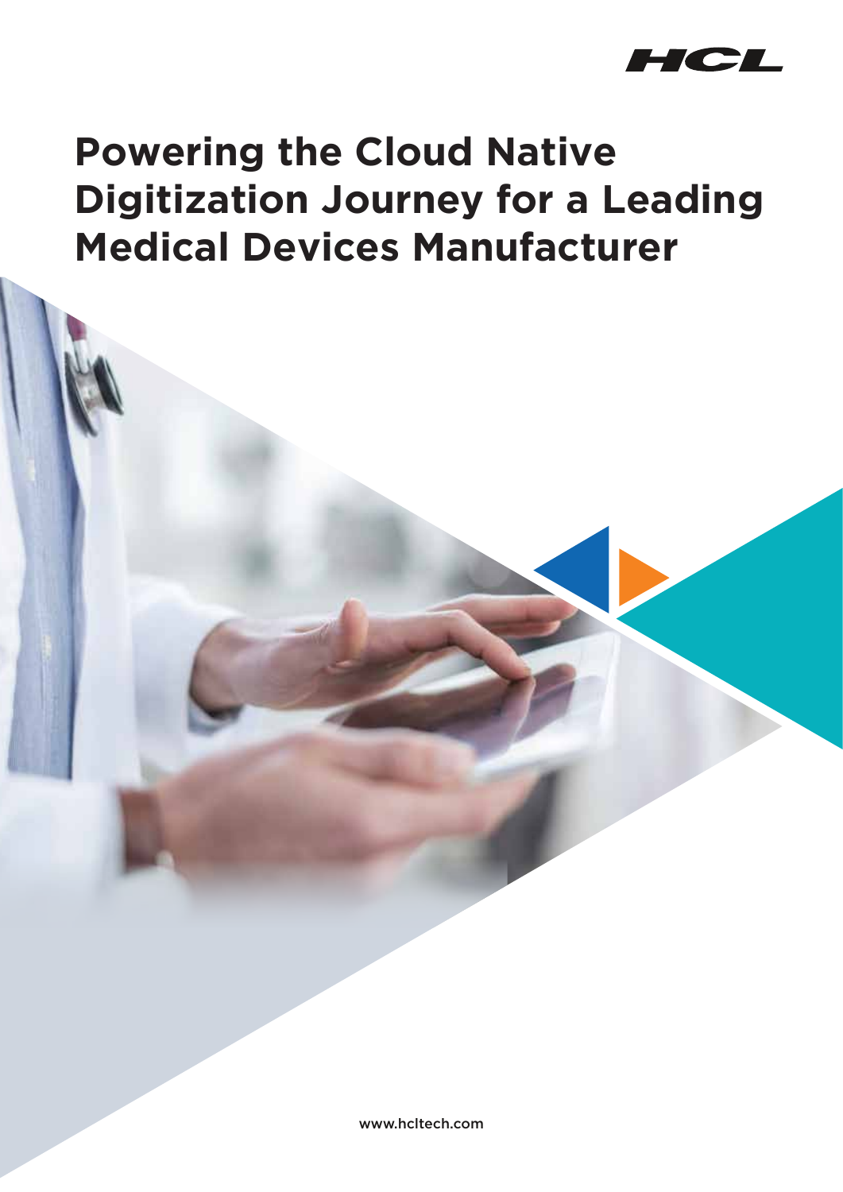# Powering the Cloud Native Digitization Journey for a Leading Medical Devices Manufacturer

www.hcltech.com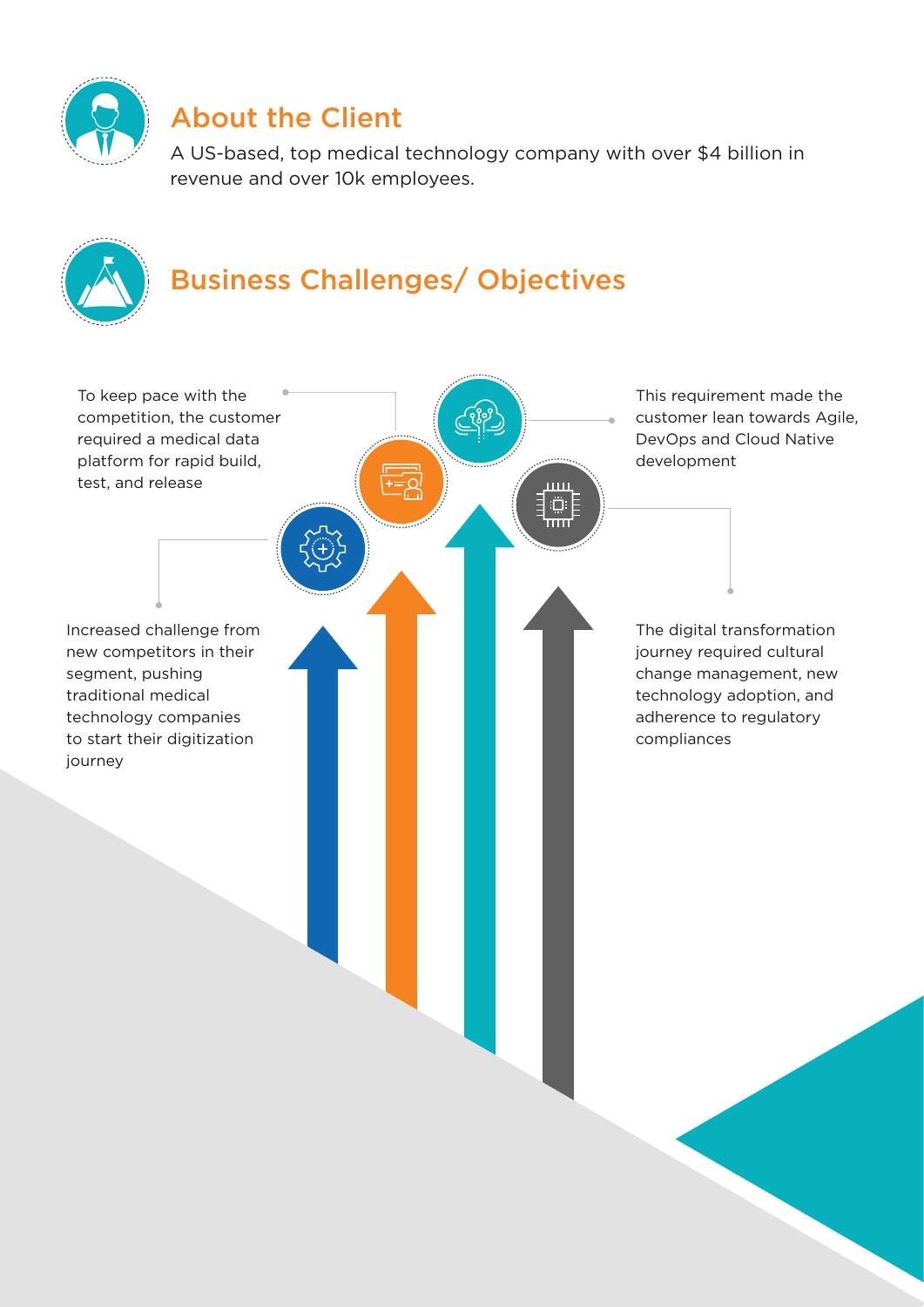## About the Client

A US-based, top medical technology company with over $4 billion in revenue and over 10k employees.

## Business Challenges/ Objectives

Increased challenge from new competitors in their segment, pushing traditional medical technology companies to start their digitization journey

To keep pace with the competition, the customer required a medical data platform for rapid build, test, and release

This requirement made the customer lean towards Agile, DevOps and Cloud Native development

The digital transformation journey required cultural change management, new technology adoption, and adherence to regulatory compliances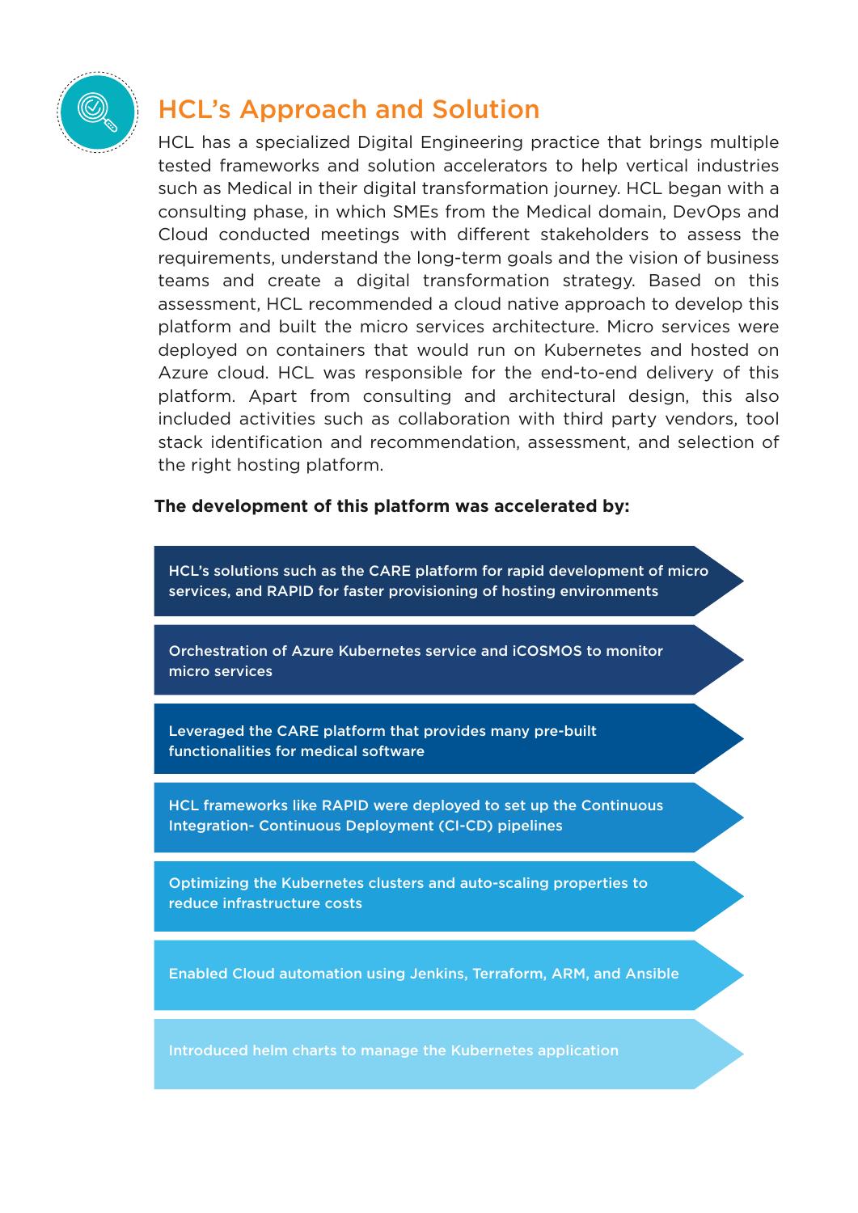## HCL's Approach and Solution

HCL has a specialized Digital Engineering practice that brings multiple tested frameworks and solution accelerators to help vertical industries such as Medical in their digital transformation journey. HCL began with a consulting phase, in which SMEs from the Medical domain, DevOps and Cloud conducted meetings with different stakeholders to assess the requirements, understand the long-term goals and the vision of business teams and create a digital transformation strategy. Based on this assessment, HCL recommended a cloud native approach to develop this platform and built the micro services architecture. Micro services were deployed on containers that would run on Kubernetes and hosted on Azure cloud. HCL was responsible for the end-to-end delivery of this platform. Apart from consulting and architectural design, this also included activities such as collaboration with third party vendors, tool stack identification and recommendation, assessment, and selection of the right hosting platform.

**The development of this platform was accelerated by:**

- HCL's solutions such as the CARE platform for rapid development of micro services, and RAPID for faster provisioning of hosting environments
- Orchestration of Azure Kubernetes service and iCOSMOS to monitor micro services
- Leveraged the CARE platform that provides many pre-built functionalities for medical software
- HCL frameworks like RAPID were deployed to set up the Continuous Integration- Continuous Deployment (CI-CD) pipelines
- Optimizing the Kubernetes clusters and auto-scaling properties to reduce infrastructure costs
- Enabled Cloud automation using Jenkins, Terraform, ARM, and Ansible
- Introduced helm charts to manage the Kubernetes application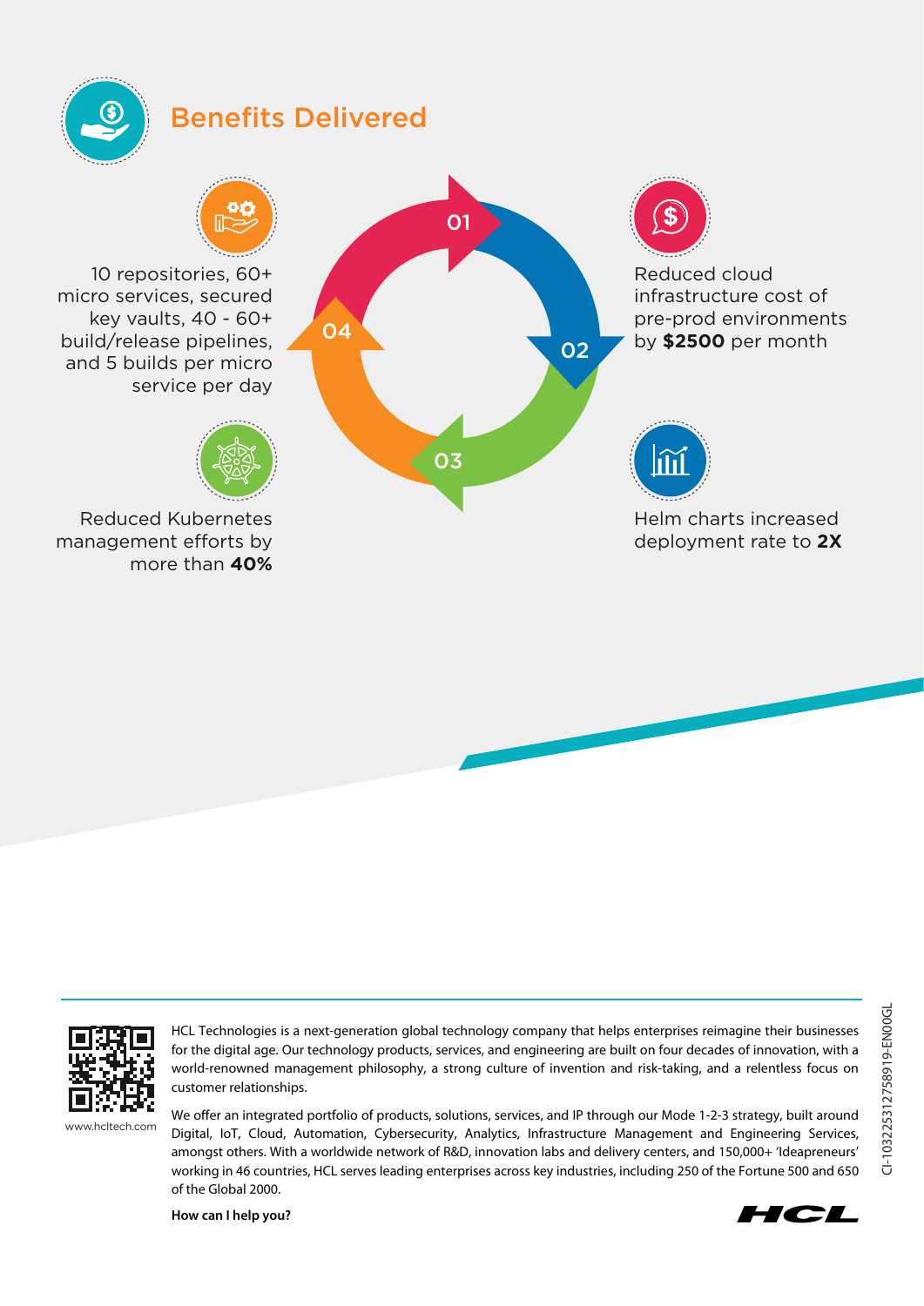## Benefits Delivered

01

02

03

04

10 repositories, 60+ micro services, secured key vaults, 40 - 60+ build/release pipelines, and 5 builds per micro service per day

Reduced cloud infrastructure cost of pre-prod environments by **$2500** per month

Reduced Kubernetes management efforts by more than **40%**

Helm charts increased deployment rate to **2X**

www.hcltech.com

HCL Technologies is a next-generation global technology company that helps enterprises reimagine their businesses for the digital age. Our technology products, services, and engineering are built on four decades of innovation, with a world-renowned management philosophy, a strong culture of invention and risk-taking, and a relentless focus on customer relationships.

We offer an integrated portfolio of products, solutions, services, and IP through our Mode 1-2-3 strategy, built around Digital, IoT, Cloud, Automation, Cybersecurity, Analytics, Infrastructure Management and Engineering Services, amongst others. With a worldwide network of R&D, innovation labs and delivery centers, and 150,000+ 'Ideapreneurs' working in 46 countries, HCL serves leading enterprises across key industries, including 250 of the Fortune 500 and 650 of the Global 2000.

**How can I help you?**

HCL

CI-10322531275891​9-EN00GL